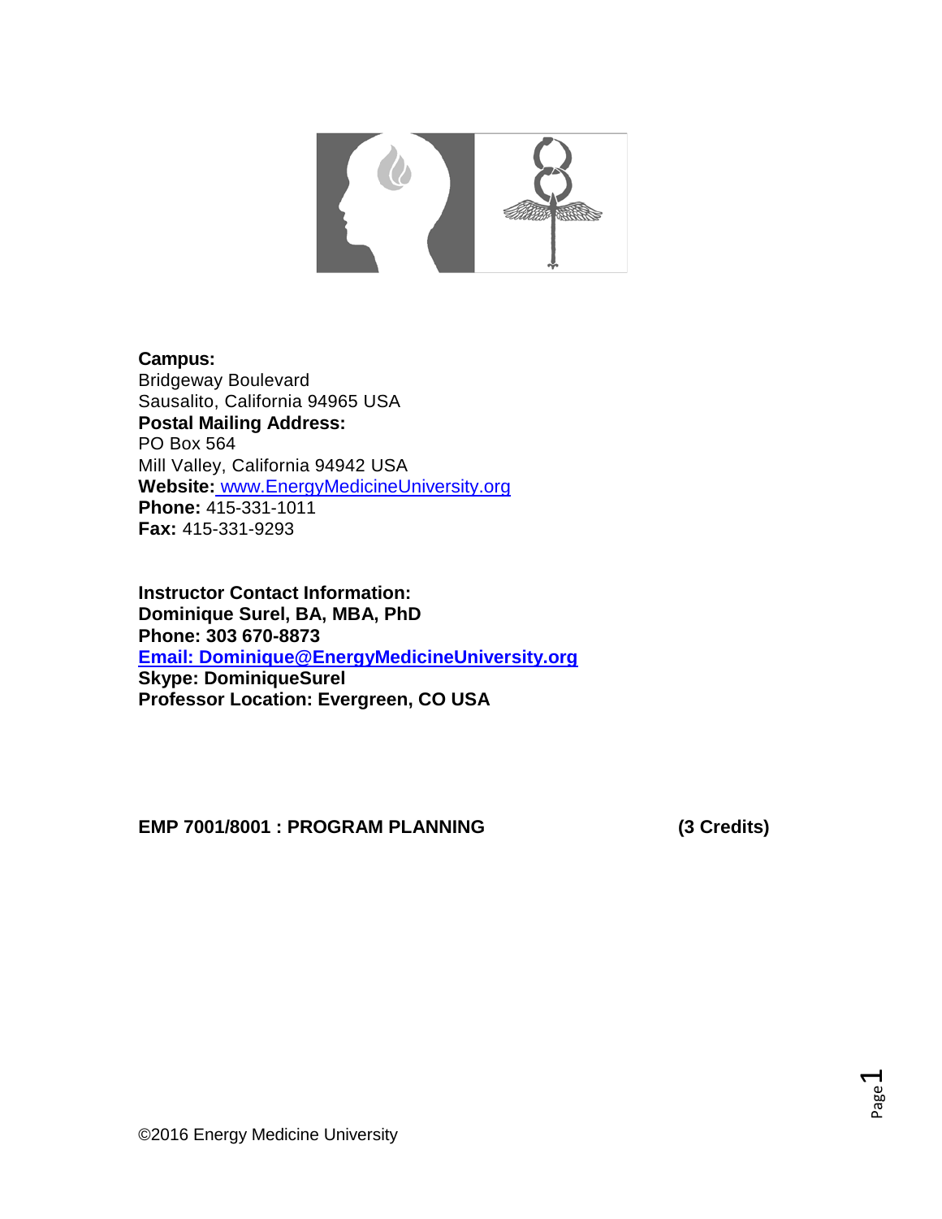**Campus:**
Bridgeway Boulevard
Sausalito, California 94965 USA
**Postal Mailing Address:**
PO Box 564
Mill Valley, California 94942 USA
**Website:** www.EnergyMedicineUniversity.org
**Phone:** 415-331-1011
**Fax:** 415-331-9293

**Instructor Contact Information:**
**Dominique Surel, BA, MBA, PhD**
**Phone: 303 670-8873**
**Email: Dominique@EnergyMedicineUniversity.org**
**Skype: DominiqueSurel**
**Professor Location: Evergreen, CO USA**

**EMP 7001/8001 : PROGRAM PLANNING (3 Credits)**

©2016 Energy Medicine University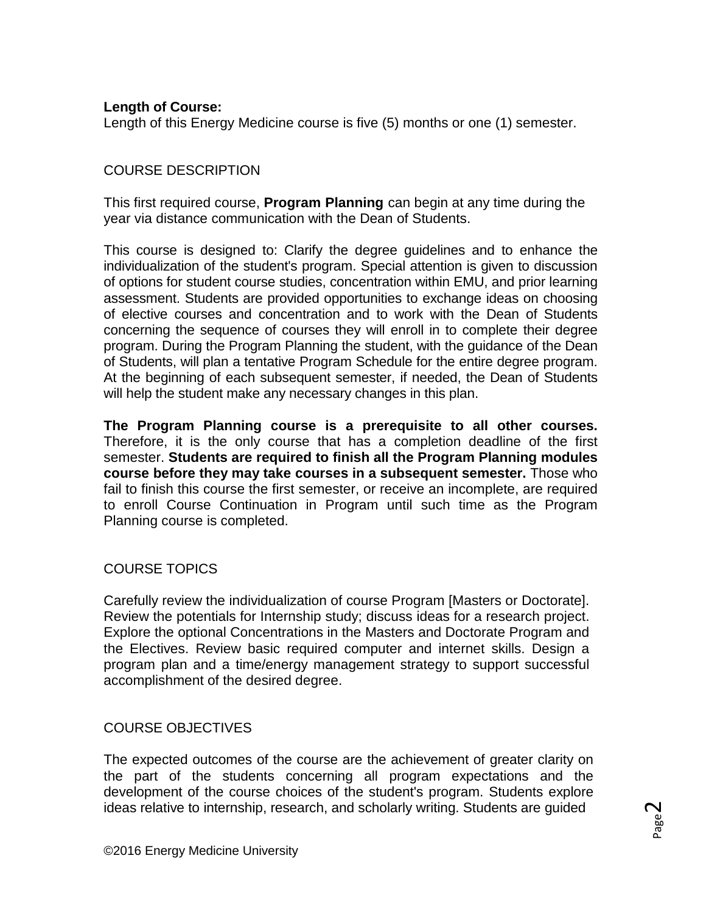**Length of Course:**
Length of this Energy Medicine course is five (5) months or one (1) semester.

## COURSE DESCRIPTION

This first required course, **Program Planning** can begin at any time during the year via distance communication with the Dean of Students.

This course is designed to: Clarify the degree guidelines and to enhance the individualization of the student's program. Special attention is given to discussion of options for student course studies, concentration within EMU, and prior learning assessment. Students are provided opportunities to exchange ideas on choosing of elective courses and concentration and to work with the Dean of Students concerning the sequence of courses they will enroll in to complete their degree program. During the Program Planning the student, with the guidance of the Dean of Students, will plan a tentative Program Schedule for the entire degree program. At the beginning of each subsequent semester, if needed, the Dean of Students will help the student make any necessary changes in this plan.

**The Program Planning course is a prerequisite to all other courses.** Therefore, it is the only course that has a completion deadline of the first semester. **Students are required to finish all the Program Planning modules course before they may take courses in a subsequent semester.** Those who fail to finish this course the first semester, or receive an incomplete, are required to enroll Course Continuation in Program until such time as the Program Planning course is completed.

## COURSE TOPICS

Carefully review the individualization of course Program [Masters or Doctorate]. Review the potentials for Internship study; discuss ideas for a research project. Explore the optional Concentrations in the Masters and Doctorate Program and the Electives. Review basic required computer and internet skills. Design a program plan and a time/energy management strategy to support successful accomplishment of the desired degree.

## COURSE OBJECTIVES

The expected outcomes of the course are the achievement of greater clarity on the part of the students concerning all program expectations and the development of the course choices of the student's program. Students explore ideas relative to internship, research, and scholarly writing. Students are guided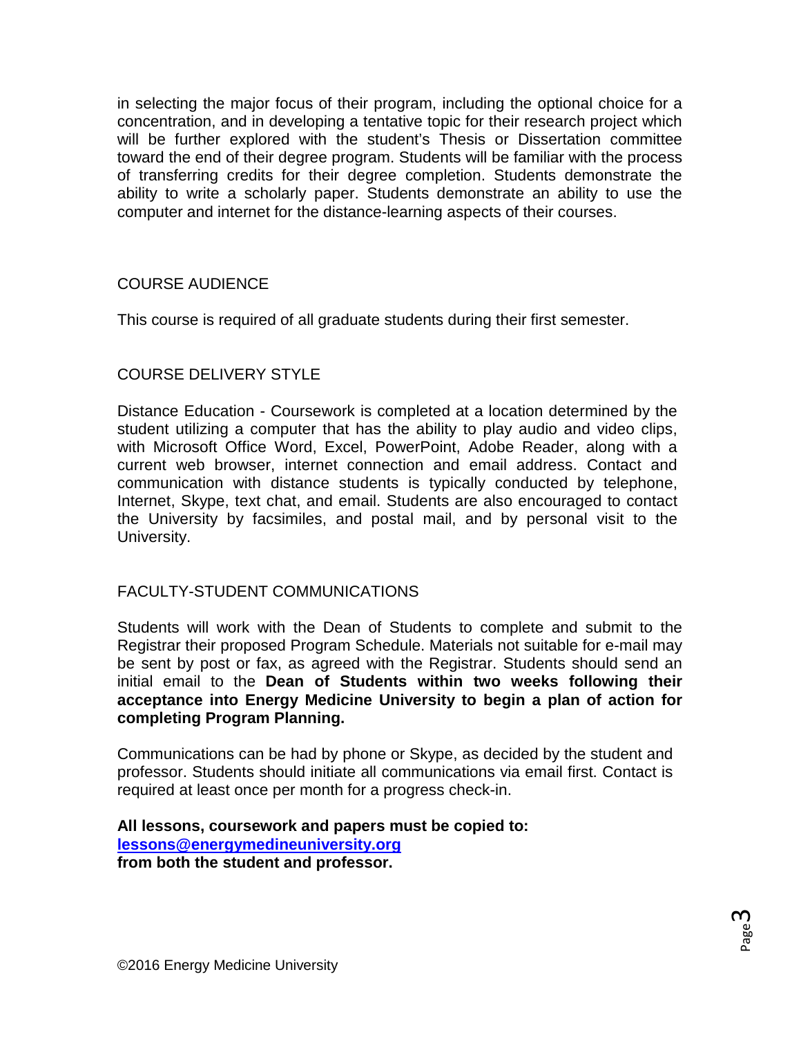in selecting the major focus of their program, including the optional choice for a concentration, and in developing a tentative topic for their research project which will be further explored with the student's Thesis or Dissertation committee toward the end of their degree program. Students will be familiar with the process of transferring credits for their degree completion. Students demonstrate the ability to write a scholarly paper. Students demonstrate an ability to use the computer and internet for the distance-learning aspects of their courses.

## COURSE AUDIENCE

This course is required of all graduate students during their first semester.

## COURSE DELIVERY STYLE

Distance Education - Coursework is completed at a location determined by the student utilizing a computer that has the ability to play audio and video clips, with Microsoft Office Word, Excel, PowerPoint, Adobe Reader, along with a current web browser, internet connection and email address. Contact and communication with distance students is typically conducted by telephone, Internet, Skype, text chat, and email. Students are also encouraged to contact the University by facsimiles, and postal mail, and by personal visit to the University.

## FACULTY-STUDENT COMMUNICATIONS

Students will work with the Dean of Students to complete and submit to the Registrar their proposed Program Schedule. Materials not suitable for e-mail may be sent by post or fax, as agreed with the Registrar. Students should send an initial email to the **Dean of Students within two weeks following their acceptance into Energy Medicine University to begin a plan of action for completing Program Planning.**

Communications can be had by phone or Skype, as decided by the student and professor. Students should initiate all communications via email first. Contact is required at least once per month for a progress check-in.

**All lessons, coursework and papers must be copied to:**
**lessons@energymedineuniversity.org**
**from both the student and professor.**

©2016 Energy Medicine University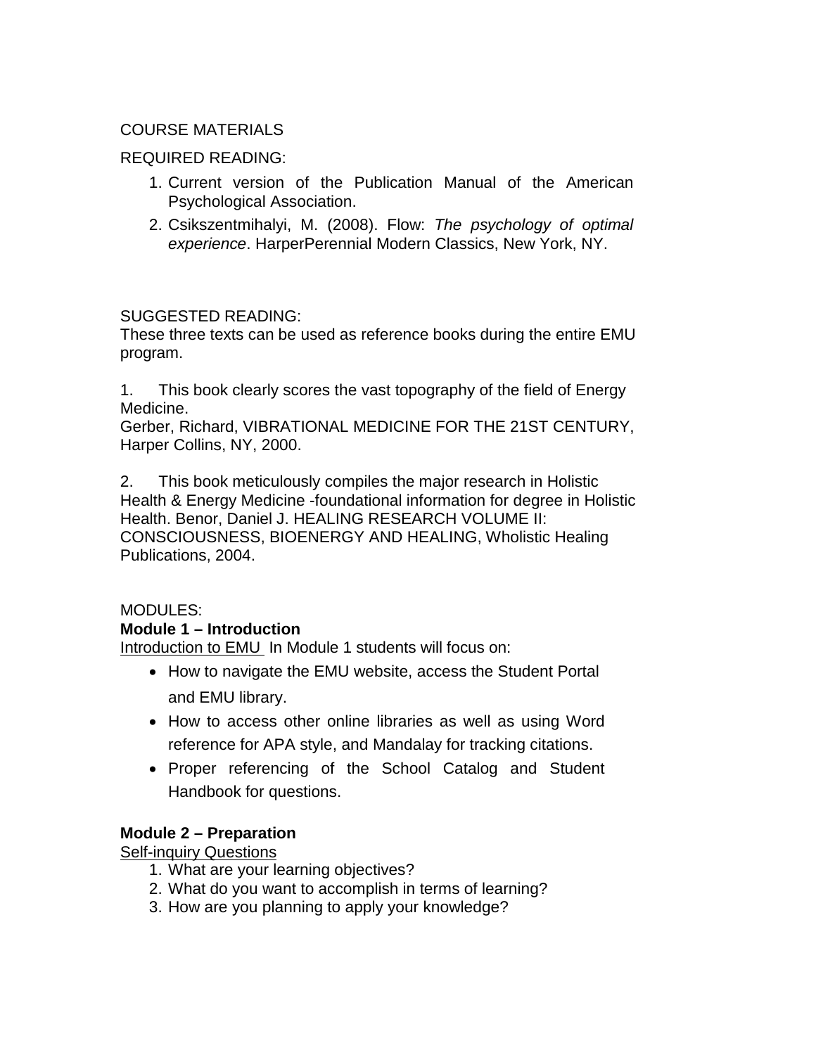COURSE MATERIALS

REQUIRED READING:

1. Current version of the Publication Manual of the American Psychological Association.
2. Csikszentmihalyi, M. (2008). Flow: *The psychology of optimal experience*. HarperPerennial Modern Classics, New York, NY.

SUGGESTED READING:
These three texts can be used as reference books during the entire EMU program.

1. This book clearly scores the vast topography of the field of Energy Medicine.
Gerber, Richard, VIBRATIONAL MEDICINE FOR THE 21ST CENTURY, Harper Collins, NY, 2000.

2. This book meticulously compiles the major research in Holistic Health & Energy Medicine -foundational information for degree in Holistic Health. Benor, Daniel J. HEALING RESEARCH VOLUME II: CONSCIOUSNESS, BIOENERGY AND HEALING, Wholistic Healing Publications, 2004.

MODULES:

**Module 1 – Introduction**

Introduction to EMU In Module 1 students will focus on:

- How to navigate the EMU website, access the Student Portal and EMU library.
- How to access other online libraries as well as using Word reference for APA style, and Mandalay for tracking citations.
- Proper referencing of the School Catalog and Student Handbook for questions.

**Module 2 – Preparation**

Self-inquiry Questions

1. What are your learning objectives?
2. What do you want to accomplish in terms of learning?
3. How are you planning to apply your knowledge?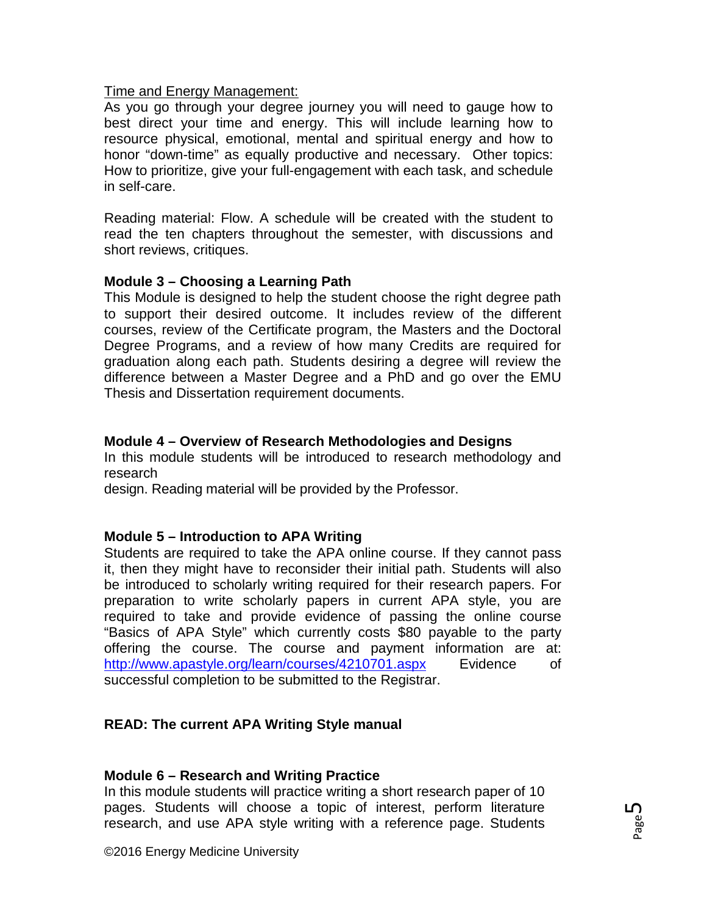Time and Energy Management:

As you go through your degree journey you will need to gauge how to best direct your time and energy. This will include learning how to resource physical, emotional, mental and spiritual energy and how to honor "down-time" as equally productive and necessary. Other topics: How to prioritize, give your full-engagement with each task, and schedule in self-care.

Reading material: Flow. A schedule will be created with the student to read the ten chapters throughout the semester, with discussions and short reviews, critiques.

**Module 3 – Choosing a Learning Path**

This Module is designed to help the student choose the right degree path to support their desired outcome. It includes review of the different courses, review of the Certificate program, the Masters and the Doctoral Degree Programs, and a review of how many Credits are required for graduation along each path. Students desiring a degree will review the difference between a Master Degree and a PhD and go over the EMU Thesis and Dissertation requirement documents.

**Module 4 – Overview of Research Methodologies and Designs**

In this module students will be introduced to research methodology and research design. Reading material will be provided by the Professor.

**Module 5 – Introduction to APA Writing**

Students are required to take the APA online course. If they cannot pass it, then they might have to reconsider their initial path. Students will also be introduced to scholarly writing required for their research papers. For preparation to write scholarly papers in current APA style, you are required to take and provide evidence of passing the online course "Basics of APA Style" which currently costs $80 payable to the party offering the course. The course and payment information are at: http://www.apastyle.org/learn/courses/4210701.aspx Evidence of successful completion to be submitted to the Registrar.

**READ: The current APA Writing Style manual**

**Module 6 – Research and Writing Practice**

In this module students will practice writing a short research paper of 10 pages. Students will choose a topic of interest, perform literature research, and use APA style writing with a reference page. Students

©2016 Energy Medicine University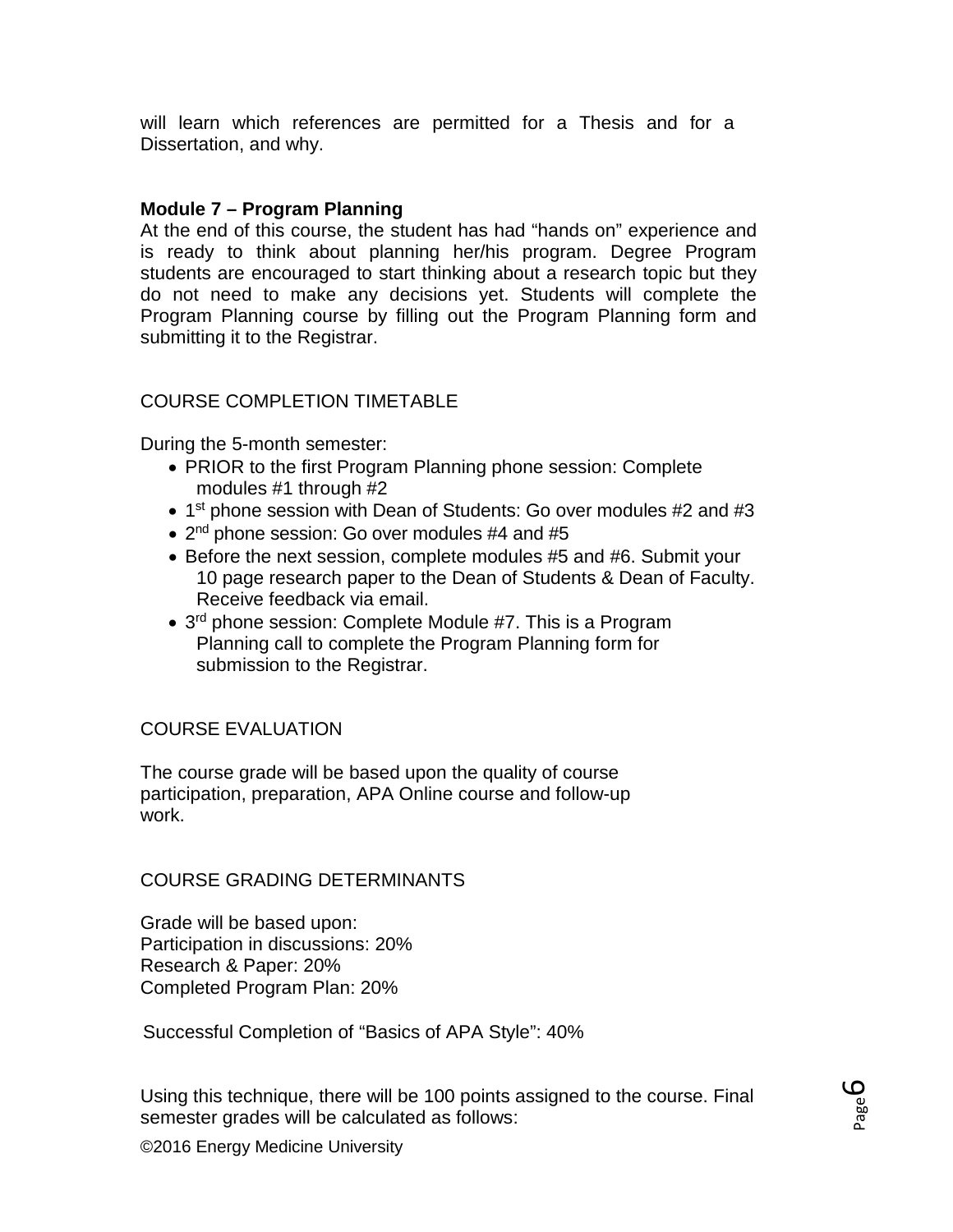will learn which references are permitted for a Thesis and for a Dissertation, and why.

**Module 7 – Program Planning**

At the end of this course, the student has had "hands on" experience and is ready to think about planning her/his program. Degree Program students are encouraged to start thinking about a research topic but they do not need to make any decisions yet. Students will complete the Program Planning course by filling out the Program Planning form and submitting it to the Registrar.

COURSE COMPLETION TIMETABLE

During the 5-month semester:

- PRIOR to the first Program Planning phone session: Complete modules #1 through #2
- 1st phone session with Dean of Students: Go over modules #2 and #3
- 2nd phone session: Go over modules #4 and #5
- Before the next session, complete modules #5 and #6. Submit your 10 page research paper to the Dean of Students & Dean of Faculty. Receive feedback via email.
- 3rd phone session: Complete Module #7. This is a Program Planning call to complete the Program Planning form for submission to the Registrar.

COURSE EVALUATION

The course grade will be based upon the quality of course participation, preparation, APA Online course and follow-up work.

COURSE GRADING DETERMINANTS

Grade will be based upon:
Participation in discussions: 20%
Research & Paper: 20%
Completed Program Plan: 20%

Successful Completion of "Basics of APA Style": 40%

Using this technique, there will be 100 points assigned to the course. Final semester grades will be calculated as follows:

©2016 Energy Medicine University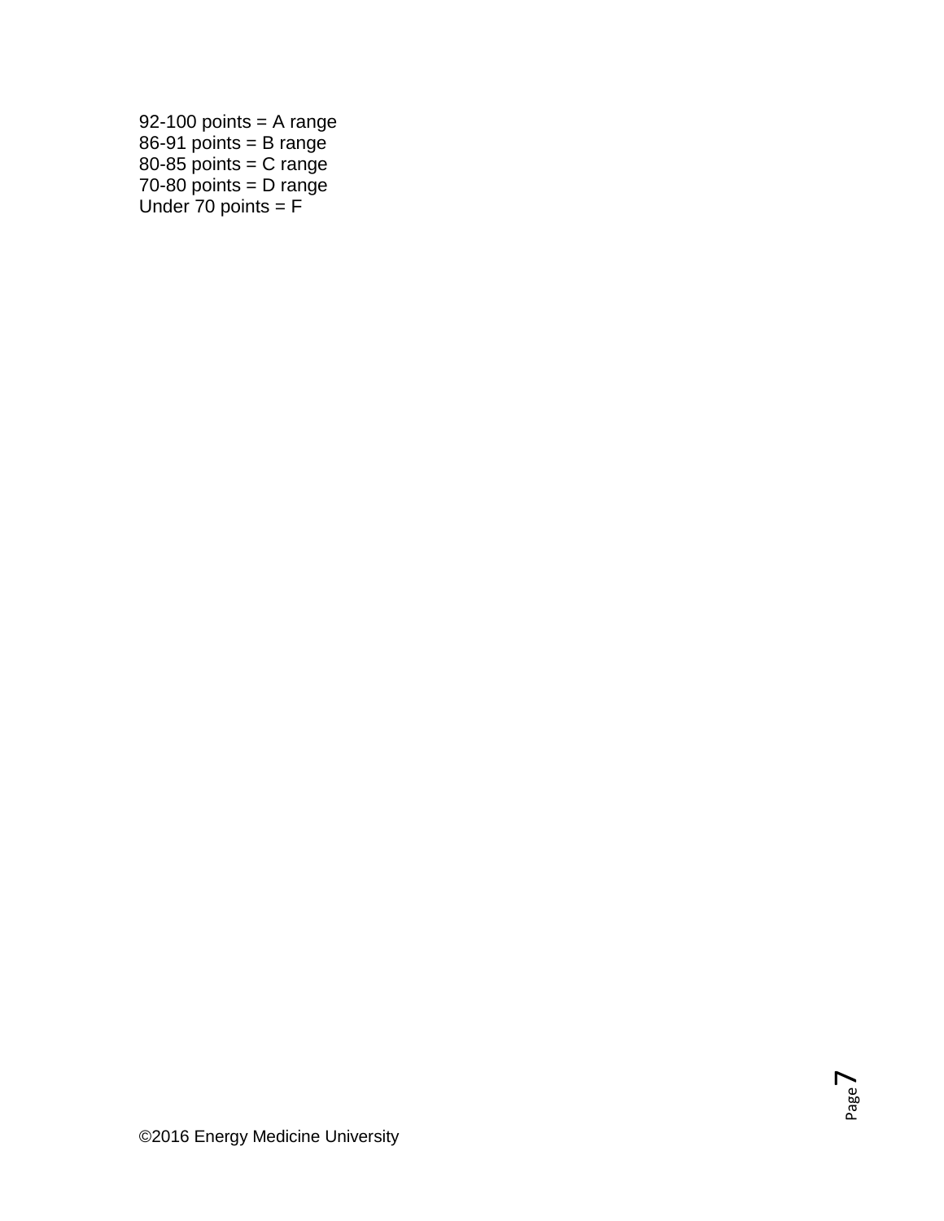92-100 points = A range
86-91 points = B range
80-85 points = C range
70-80 points = D range
Under 70 points = F

©2016 Energy Medicine University